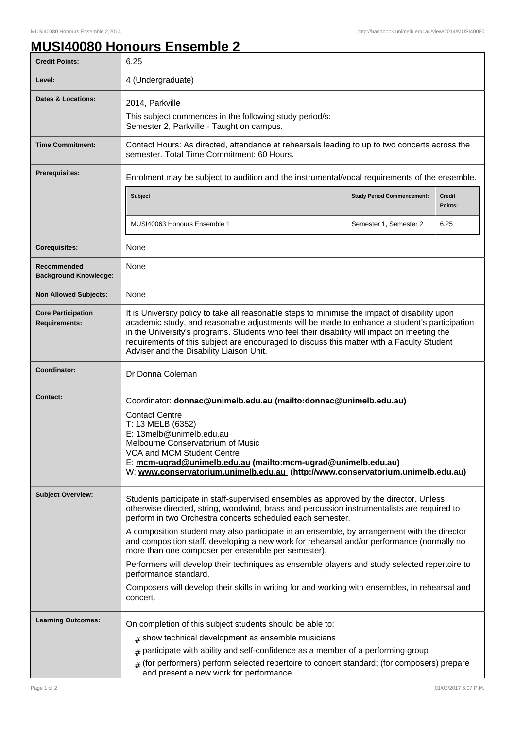# MUSI40080 Honours Ensemble 2

| | |
|---|---|
| **Credit Points:** | 6.25 |
| **Level:** | 4 (Undergraduate) |
| **Dates & Locations:** | 2014, Parkville<br>This subject commences in the following study period/s:<br>Semester 2, Parkville - Taught on campus. |
| **Time Commitment:** | Contact Hours: As directed, attendance at rehearsals leading to up to two concerts across the semester. Total Time Commitment: 60 Hours. |
| **Prerequisites:** | Enrolment may be subject to audition and the instrumental/vocal requirements of the ensemble.<br>**Subject:** MUSI40063 Honours Ensemble 1 — **Study Period Commencement:** Semester 1, Semester 2 — **Credit Points:** 6.25 |
| **Corequisites:** | None |
| **Recommended Background Knowledge:** | None |
| **Non Allowed Subjects:** | None |
| **Core Participation Requirements:** | It is University policy to take all reasonable steps to minimise the impact of disability upon academic study, and reasonable adjustments will be made to enhance a student's participation in the University's programs. Students who feel their disability will impact on meeting the requirements of this subject are encouraged to discuss this matter with a Faculty Student Adviser and the Disability Liaison Unit. |
| **Coordinator:** | Dr Donna Coleman |
| **Contact:** | Coordinator: **donnac@unimelb.edu.au (mailto:donnac@unimelb.edu.au)**<br>Contact Centre<br>T: 13 MELB (6352)<br>E: 13melb@unimelb.edu.au<br>Melbourne Conservatorium of Music<br>VCA and MCM Student Centre<br>E: **mcm-ugrad@unimelb.edu.au (mailto:mcm-ugrad@unimelb.edu.au)**<br>W: **www.conservatorium.unimelb.edu.au (http://www.conservatorium.unimelb.edu.au)** |
| **Subject Overview:** | Students participate in staff-supervised ensembles as approved by the director. Unless otherwise directed, string, woodwind, brass and percussion instrumentalists are required to perform in two Orchestra concerts scheduled each semester.<br>A composition student may also participate in an ensemble, by arrangement with the director and composition staff, developing a new work for rehearsal and/or performance (normally no more than one composer per ensemble per semester).<br>Performers will develop their techniques as ensemble players and study selected repertoire to performance standard.<br>Composers will develop their skills in writing for and working with ensembles, in rehearsal and concert. |
| **Learning Outcomes:** | On completion of this subject students should be able to:<br># show technical development as ensemble musicians<br># participate with ability and self-confidence as a member of a performing group<br># (for performers) perform selected repertoire to concert standard; (for composers) prepare and present a new work for performance |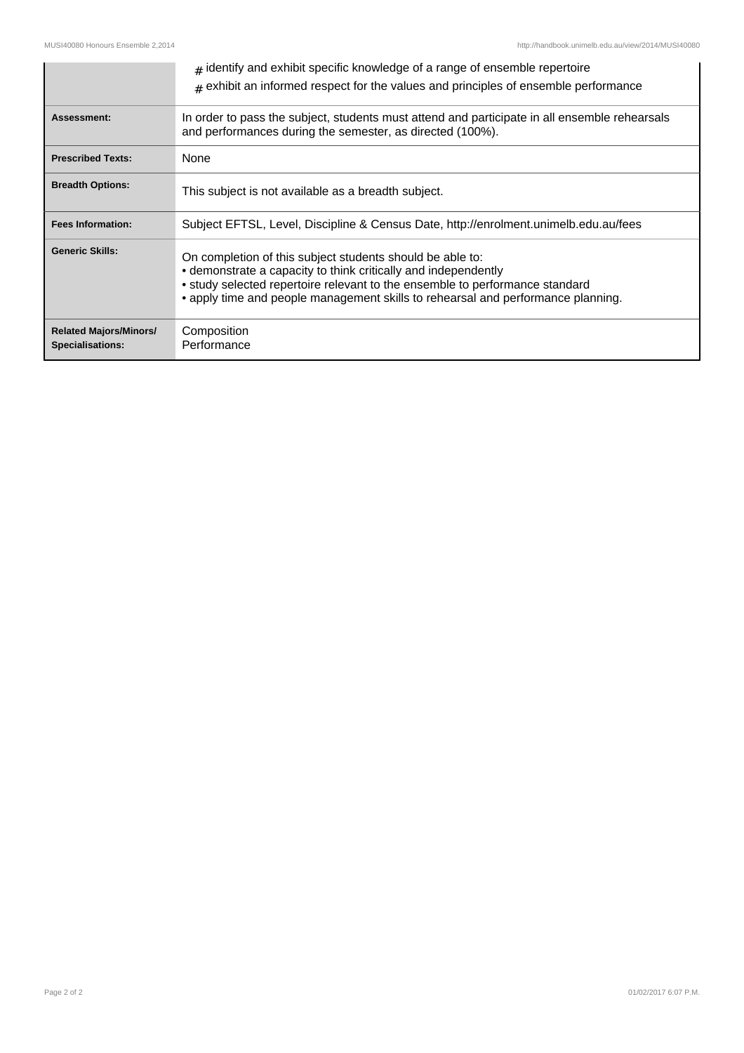| | |
|---|---|
| | # identify and exhibit specific knowledge of a range of ensemble repertoire<br># exhibit an informed respect for the values and principles of ensemble performance |
| **Assessment:** | In order to pass the subject, students must attend and participate in all ensemble rehearsals and performances during the semester, as directed (100%). |
| **Prescribed Texts:** | None |
| **Breadth Options:** | This subject is not available as a breadth subject. |
| **Fees Information:** | Subject EFTSL, Level, Discipline & Census Date, http://enrolment.unimelb.edu.au/fees |
| **Generic Skills:** | On completion of this subject students should be able to:<br>• demonstrate a capacity to think critically and independently<br>• study selected repertoire relevant to the ensemble to performance standard<br>• apply time and people management skills to rehearsal and performance planning. |
| **Related Majors/Minors/ Specialisations:** | Composition<br>Performance |